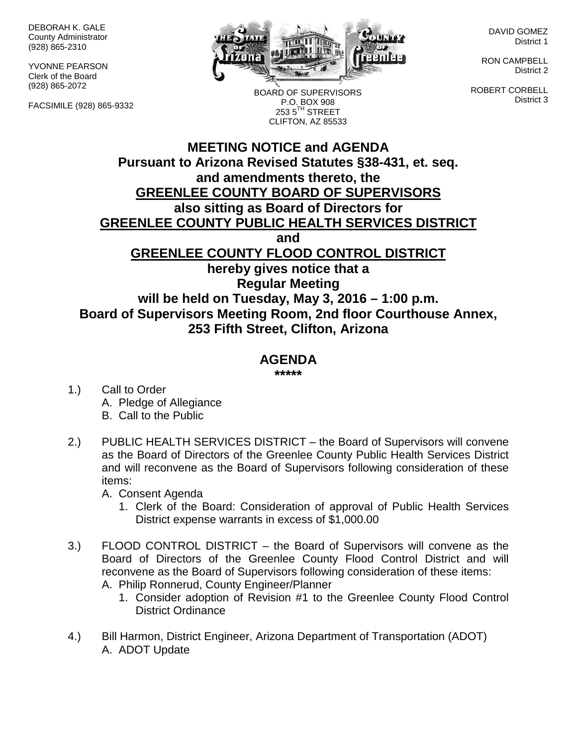DEBORAH K. GALE
County Administrator
(928) 865-2310

YVONNE PEARSON
Clerk of the Board
(928) 865-2072

FACSIMILE (928) 865-9332

BOARD OF SUPERVISORS
P.O. BOX 908
253 5TH STREET
CLIFTON, AZ 85533

DAVID GOMEZ
District 1

RON CAMPBELL
District 2

ROBERT CORBELL
District 3

# MEETING NOTICE and AGENDA

**Pursuant to Arizona Revised Statutes §38-431, et. seq.**
**and amendments thereto, the**
**GREENLEE COUNTY BOARD OF SUPERVISORS**
**also sitting as Board of Directors for**
**GREENLEE COUNTY PUBLIC HEALTH SERVICES DISTRICT**
**and**
**GREENLEE COUNTY FLOOD CONTROL DISTRICT**
**hereby gives notice that a**
**Regular Meeting**
**will be held on Tuesday, May 3, 2016 – 1:00 p.m.**
**Board of Supervisors Meeting Room, 2nd floor Courthouse Annex,**
**253 Fifth Street, Clifton, Arizona**

## AGENDA

*****

1.) Call to Order
   A. Pledge of Allegiance
   B. Call to the Public

2.) PUBLIC HEALTH SERVICES DISTRICT – the Board of Supervisors will convene as the Board of Directors of the Greenlee County Public Health Services District and will reconvene as the Board of Supervisors following consideration of these items:
   A. Consent Agenda
      1. Clerk of the Board: Consideration of approval of Public Health Services District expense warrants in excess of $1,000.00

3.) FLOOD CONTROL DISTRICT – the Board of Supervisors will convene as the Board of Directors of the Greenlee County Flood Control District and will reconvene as the Board of Supervisors following consideration of these items:
   A. Philip Ronnerud, County Engineer/Planner
      1. Consider adoption of Revision #1 to the Greenlee County Flood Control District Ordinance

4.) Bill Harmon, District Engineer, Arizona Department of Transportation (ADOT)
   A. ADOT Update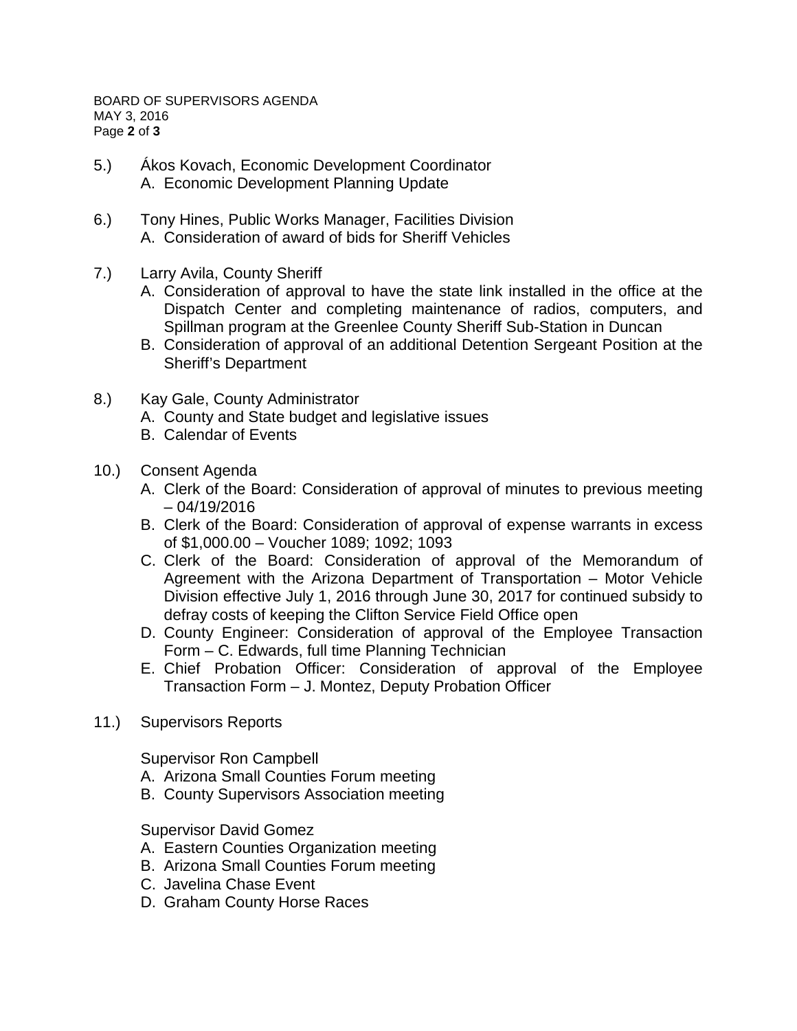5.) Ákos Kovach, Economic Development Coordinator
   A. Economic Development Planning Update

6.) Tony Hines, Public Works Manager, Facilities Division
   A. Consideration of award of bids for Sheriff Vehicles

7.) Larry Avila, County Sheriff
   A. Consideration of approval to have the state link installed in the office at the Dispatch Center and completing maintenance of radios, computers, and Spillman program at the Greenlee County Sheriff Sub-Station in Duncan
   B. Consideration of approval of an additional Detention Sergeant Position at the Sheriff's Department

8.) Kay Gale, County Administrator
   A. County and State budget and legislative issues
   B. Calendar of Events

10.) Consent Agenda
   A. Clerk of the Board: Consideration of approval of minutes to previous meeting – 04/19/2016
   B. Clerk of the Board: Consideration of approval of expense warrants in excess of $1,000.00 – Voucher 1089; 1092; 1093
   C. Clerk of the Board: Consideration of approval of the Memorandum of Agreement with the Arizona Department of Transportation – Motor Vehicle Division effective July 1, 2016 through June 30, 2017 for continued subsidy to defray costs of keeping the Clifton Service Field Office open
   D. County Engineer: Consideration of approval of the Employee Transaction Form – C. Edwards, full time Planning Technician
   E. Chief Probation Officer: Consideration of approval of the Employee Transaction Form – J. Montez, Deputy Probation Officer

11.) Supervisors Reports

   Supervisor Ron Campbell
   A. Arizona Small Counties Forum meeting
   B. County Supervisors Association meeting

   Supervisor David Gomez
   A. Eastern Counties Organization meeting
   B. Arizona Small Counties Forum meeting
   C. Javelina Chase Event
   D. Graham County Horse Races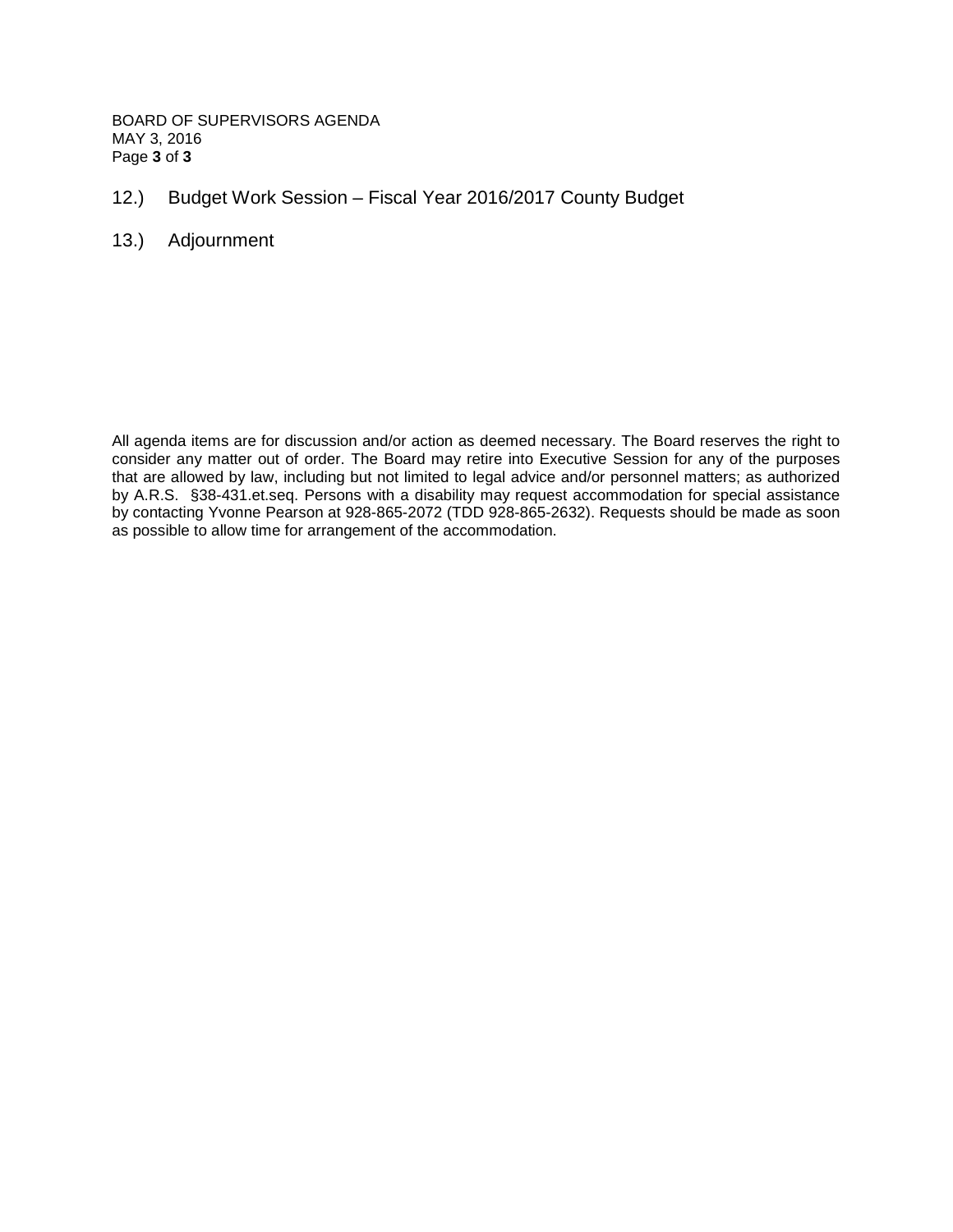12.) Budget Work Session – Fiscal Year 2016/2017 County Budget

13.) Adjournment

All agenda items are for discussion and/or action as deemed necessary. The Board reserves the right to consider any matter out of order. The Board may retire into Executive Session for any of the purposes that are allowed by law, including but not limited to legal advice and/or personnel matters; as authorized by A.R.S. §38-431.et.seq. Persons with a disability may request accommodation for special assistance by contacting Yvonne Pearson at 928-865-2072 (TDD 928-865-2632). Requests should be made as soon as possible to allow time for arrangement of the accommodation.